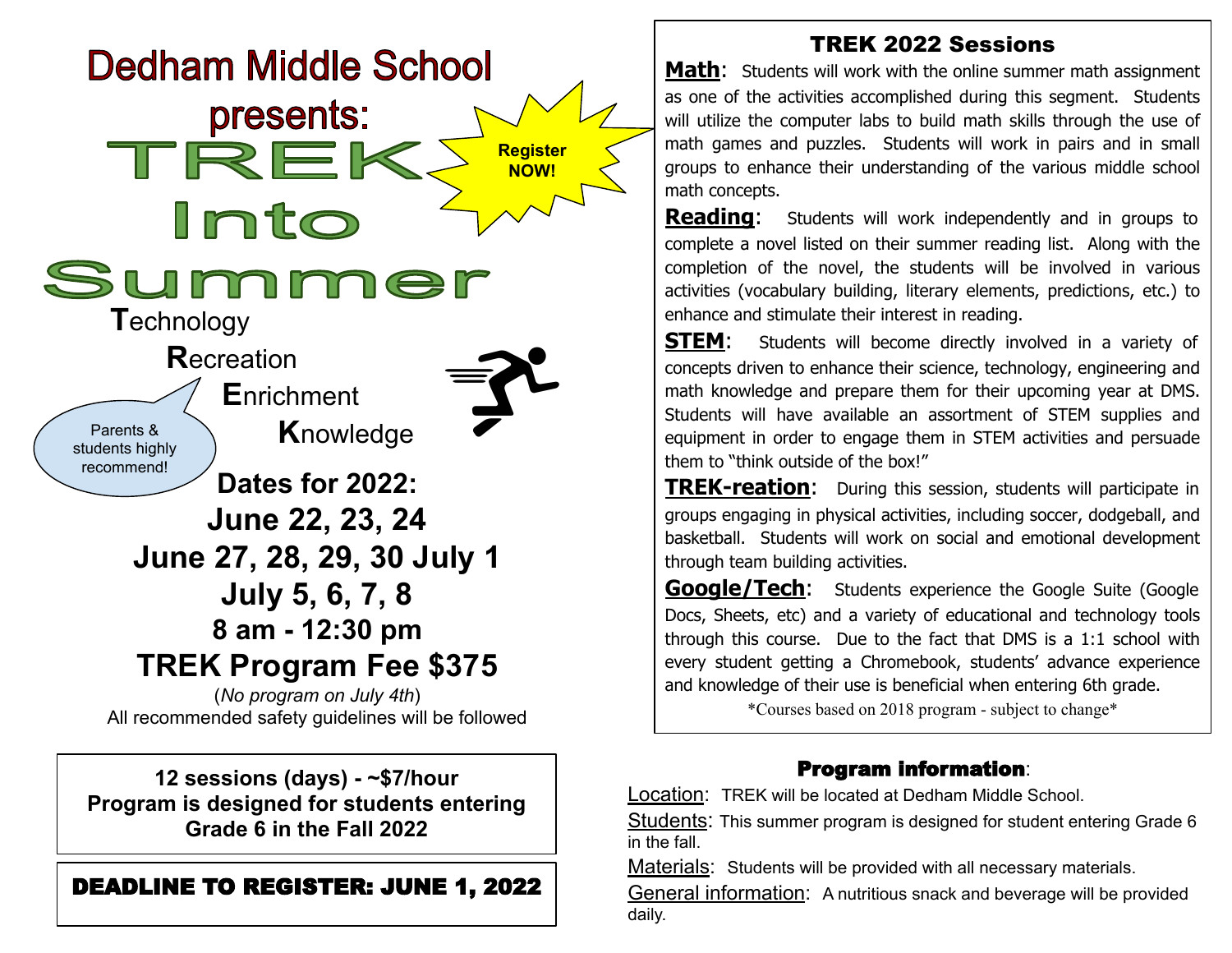# Dedham Middle School presents:

# TREK Into Summer

Register NOW!

**T**echnology
**R**ecreation
**E**nrichment
**K**nowledge

Parents & students highly recommend!

## Dates for 2022:

## June 22, 23, 24
## June 27, 28, 29, 30 July 1
## July 5, 6, 7, 8
## 8 am - 12:30 pm
## TREK Program Fee $375

(*No program on July 4th*)

All recommended safety guidelines will be followed

**12 sessions (days) - ~$7/hour**
**Program is designed for students entering Grade 6 in the Fall 2022**

**DEADLINE TO REGISTER: JUNE 1, 2022**

## TREK 2022 Sessions

**Math**: Students will work with the online summer math assignment as one of the activities accomplished during this segment. Students will utilize the computer labs to build math skills through the use of math games and puzzles. Students will work in pairs and in small groups to enhance their understanding of the various middle school math concepts.

**Reading**: Students will work independently and in groups to complete a novel listed on their summer reading list. Along with the completion of the novel, the students will be involved in various activities (vocabulary building, literary elements, predictions, etc.) to enhance and stimulate their interest in reading.

**STEM**: Students will become directly involved in a variety of concepts driven to enhance their science, technology, engineering and math knowledge and prepare them for their upcoming year at DMS. Students will have available an assortment of STEM supplies and equipment in order to engage them in STEM activities and persuade them to "think outside of the box!"

**TREK-reation**: During this session, students will participate in groups engaging in physical activities, including soccer, dodgeball, and basketball. Students will work on social and emotional development through team building activities.

**Google/Tech**: Students experience the Google Suite (Google Docs, Sheets, etc) and a variety of educational and technology tools through this course. Due to the fact that DMS is a 1:1 school with every student getting a Chromebook, students' advance experience and knowledge of their use is beneficial when entering 6th grade.

*Courses based on 2018 program - subject to change*

### Program information:

Location: TREK will be located at Dedham Middle School.

Students: This summer program is designed for student entering Grade 6 in the fall.

Materials: Students will be provided with all necessary materials.

General information: A nutritious snack and beverage will be provided daily.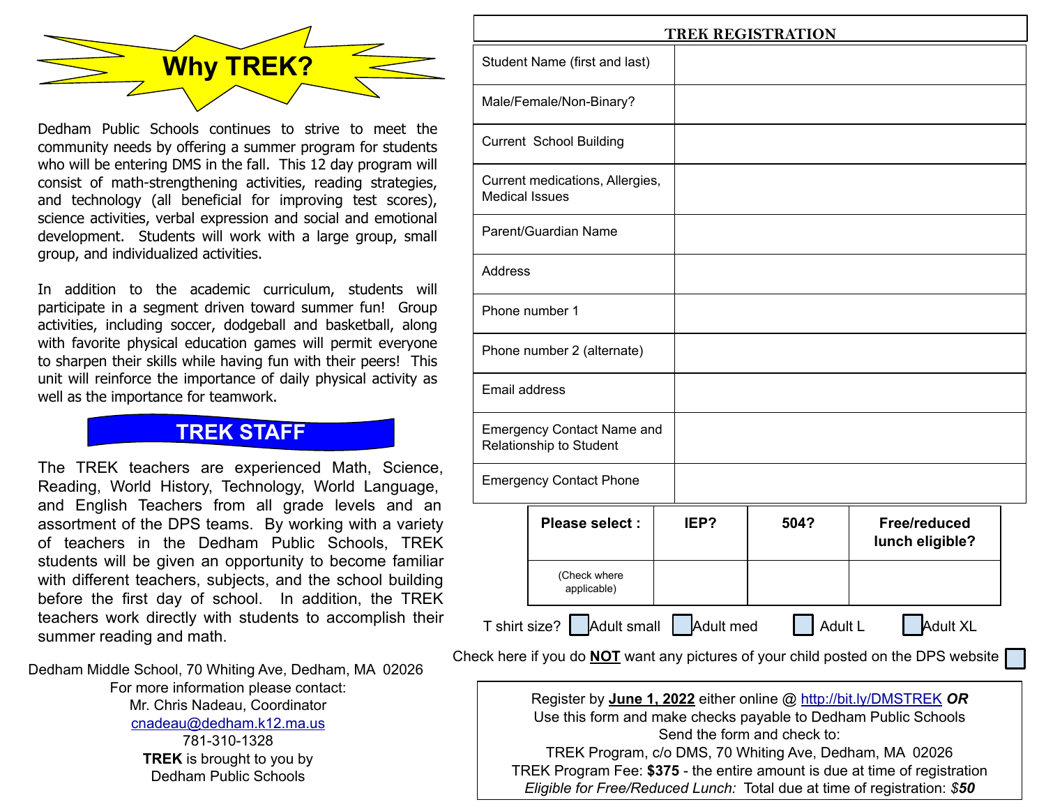## Why TREK?

Dedham Public Schools continues to strive to meet the community needs by offering a summer program for students who will be entering DMS in the fall. This 12 day program will consist of math-strengthening activities, reading strategies, and technology (all beneficial for improving test scores), science activities, verbal expression and social and emotional development. Students will work with a large group, small group, and individualized activities.

In addition to the academic curriculum, students will participate in a segment driven toward summer fun! Group activities, including soccer, dodgeball and basketball, along with favorite physical education games will permit everyone to sharpen their skills while having fun with their peers! This unit will reinforce the importance of daily physical activity as well as the importance for teamwork.

## TREK STAFF

The TREK teachers are experienced Math, Science, Reading, World History, Technology, World Language, and English Teachers from all grade levels and an assortment of the DPS teams. By working with a variety of teachers in the Dedham Public Schools, TREK students will be given an opportunity to become familiar with different teachers, subjects, and the school building before the first day of school. In addition, the TREK teachers work directly with students to accomplish their summer reading and math.

Dedham Middle School, 70 Whiting Ave, Dedham, MA 02026
For more information please contact:
Mr. Chris Nadeau, Coordinator
cnadeau@dedham.k12.ma.us
781-310-1328
**TREK** is brought to you by
Dedham Public Schools

## TREK REGISTRATION

| | |
|---|---|
| Student Name (first and last) | |
| Male/Female/Non-Binary? | |
| Current School Building | |
| Current medications, Allergies, Medical Issues | |
| Parent/Guardian Name | |
| Address | |
| Phone number 1 | |
| Phone number 2 (alternate) | |
| Email address | |
| Emergency Contact Name and Relationship to Student | |
| Emergency Contact Phone | |

| **Please select :** | **IEP?** | **504?** | **Free/reduced lunch eligible?** |
|---|---|---|---|
| (Check where applicable) | | | |

T shirt size? ☐ Adult small ☐ Adult med ☐ Adult L ☐ Adult XL

Check here if you do **NOT** want any pictures of your child posted on the DPS website ☐

Register by **June 1, 2022** either online @ http://bit.ly/DMSTREK ***OR***
Use this form and make checks payable to Dedham Public Schools
Send the form and check to:
TREK Program, c/o DMS, 70 Whiting Ave, Dedham, MA 02026
TREK Program Fee: **$375** - the entire amount is due at time of registration
*Eligible for Free/Reduced Lunch:* Total due at time of registration: *$**50***